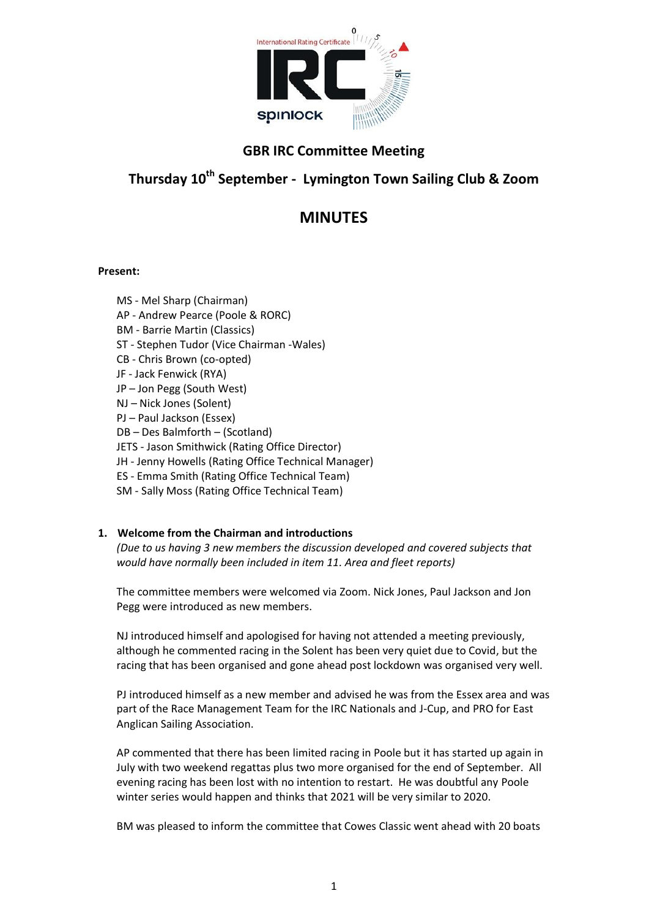# GBR IRC Committee Meeting

## Thursday 10th September - Lymington Town Sailing Club & Zoom

# MINUTES

**Present:**

MS - Mel Sharp (Chairman)
AP - Andrew Pearce (Poole & RORC)
BM - Barrie Martin (Classics)
ST - Stephen Tudor (Vice Chairman -Wales)
CB - Chris Brown (co-opted)
JF - Jack Fenwick (RYA)
JP – Jon Pegg (South West)
NJ – Nick Jones (Solent)
PJ – Paul Jackson (Essex)
DB – Des Balmforth – (Scotland)
JETS - Jason Smithwick (Rating Office Director)
JH - Jenny Howells (Rating Office Technical Manager)
ES - Emma Smith (Rating Office Technical Team)
SM - Sally Moss (Rating Office Technical Team)

**1. Welcome from the Chairman and introductions**

*(Due to us having 3 new members the discussion developed and covered subjects that would have normally been included in item 11. Area and fleet reports)*

The committee members were welcomed via Zoom. Nick Jones, Paul Jackson and Jon Pegg were introduced as new members.

NJ introduced himself and apologised for having not attended a meeting previously, although he commented racing in the Solent has been very quiet due to Covid, but the racing that has been organised and gone ahead post lockdown was organised very well.

PJ introduced himself as a new member and advised he was from the Essex area and was part of the Race Management Team for the IRC Nationals and J-Cup, and PRO for East Anglican Sailing Association.

AP commented that there has been limited racing in Poole but it has started up again in July with two weekend regattas plus two more organised for the end of September. All evening racing has been lost with no intention to restart. He was doubtful any Poole winter series would happen and thinks that 2021 will be very similar to 2020.

BM was pleased to inform the committee that Cowes Classic went ahead with 20 boats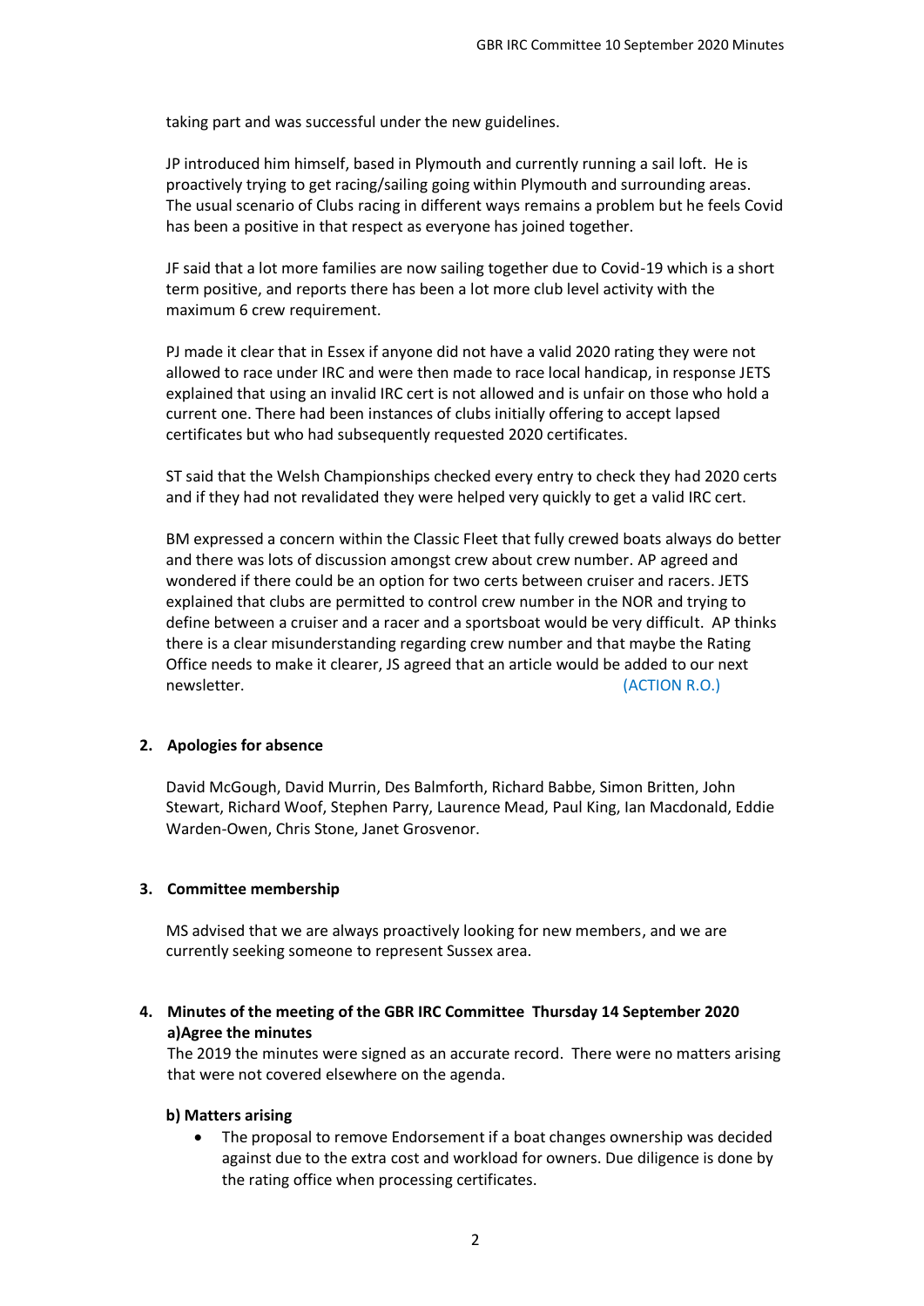taking part and was successful under the new guidelines.

JP introduced him himself, based in Plymouth and currently running a sail loft. He is proactively trying to get racing/sailing going within Plymouth and surrounding areas. The usual scenario of Clubs racing in different ways remains a problem but he feels Covid has been a positive in that respect as everyone has joined together.

JF said that a lot more families are now sailing together due to Covid-19 which is a short term positive, and reports there has been a lot more club level activity with the maximum 6 crew requirement.

PJ made it clear that in Essex if anyone did not have a valid 2020 rating they were not allowed to race under IRC and were then made to race local handicap, in response JETS explained that using an invalid IRC cert is not allowed and is unfair on those who hold a current one. There had been instances of clubs initially offering to accept lapsed certificates but who had subsequently requested 2020 certificates.

ST said that the Welsh Championships checked every entry to check they had 2020 certs and if they had not revalidated they were helped very quickly to get a valid IRC cert.

BM expressed a concern within the Classic Fleet that fully crewed boats always do better and there was lots of discussion amongst crew about crew number. AP agreed and wondered if there could be an option for two certs between cruiser and racers. JETS explained that clubs are permitted to control crew number in the NOR and trying to define between a cruiser and a racer and a sportsboat would be very difficult. AP thinks there is a clear misunderstanding regarding crew number and that maybe the Rating Office needs to make it clearer, JS agreed that an article would be added to our next newsletter. (ACTION R.O.)

## 2. Apologies for absence

David McGough, David Murrin, Des Balmforth, Richard Babbe, Simon Britten, John Stewart, Richard Woof, Stephen Parry, Laurence Mead, Paul King, Ian Macdonald, Eddie Warden-Owen, Chris Stone, Janet Grosvenor.

## 3. Committee membership

MS advised that we are always proactively looking for new members, and we are currently seeking someone to represent Sussex area.

## 4. Minutes of the meeting of the GBR IRC Committee Thursday 14 September 2020

**a)Agree the minutes**

The 2019 the minutes were signed as an accurate record. There were no matters arising that were not covered elsewhere on the agenda.

**b) Matters arising**

- The proposal to remove Endorsement if a boat changes ownership was decided against due to the extra cost and workload for owners. Due diligence is done by the rating office when processing certificates.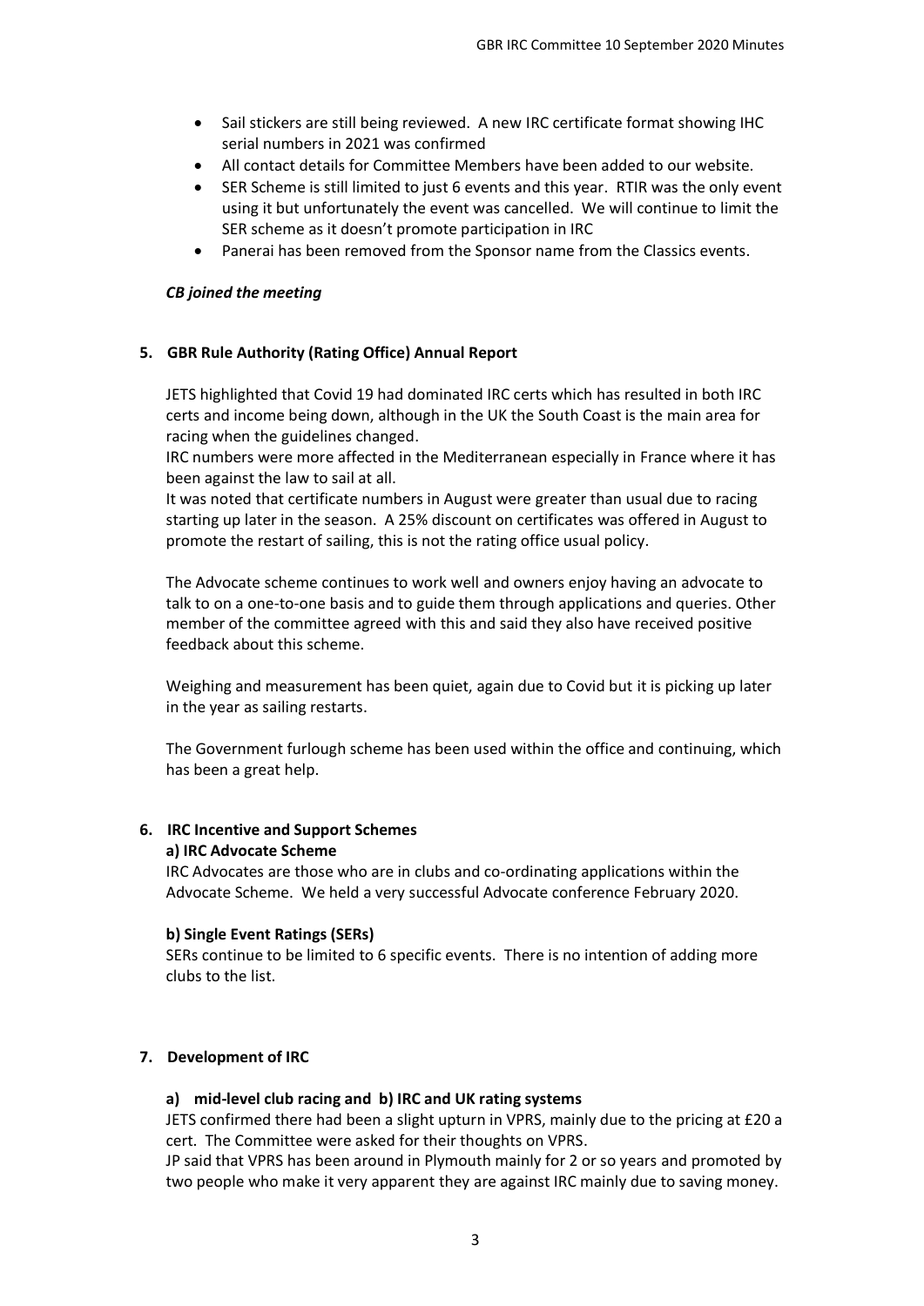- Sail stickers are still being reviewed. A new IRC certificate format showing IHC serial numbers in 2021 was confirmed
- All contact details for Committee Members have been added to our website.
- SER Scheme is still limited to just 6 events and this year. RTIR was the only event using it but unfortunately the event was cancelled. We will continue to limit the SER scheme as it doesn't promote participation in IRC
- Panerai has been removed from the Sponsor name from the Classics events.

***CB joined the meeting***

**5. GBR Rule Authority (Rating Office) Annual Report**

JETS highlighted that Covid 19 had dominated IRC certs which has resulted in both IRC certs and income being down, although in the UK the South Coast is the main area for racing when the guidelines changed.
IRC numbers were more affected in the Mediterranean especially in France where it has been against the law to sail at all.
It was noted that certificate numbers in August were greater than usual due to racing starting up later in the season. A 25% discount on certificates was offered in August to promote the restart of sailing, this is not the rating office usual policy.

The Advocate scheme continues to work well and owners enjoy having an advocate to talk to on a one-to-one basis and to guide them through applications and queries. Other member of the committee agreed with this and said they also have received positive feedback about this scheme.

Weighing and measurement has been quiet, again due to Covid but it is picking up later in the year as sailing restarts.

The Government furlough scheme has been used within the office and continuing, which has been a great help.

**6. IRC Incentive and Support Schemes**

**a) IRC Advocate Scheme**

IRC Advocates are those who are in clubs and co-ordinating applications within the Advocate Scheme. We held a very successful Advocate conference February 2020.

**b) Single Event Ratings (SERs)**

SERs continue to be limited to 6 specific events. There is no intention of adding more clubs to the list.

**7. Development of IRC**

**a) mid-level club racing and b) IRC and UK rating systems**

JETS confirmed there had been a slight upturn in VPRS, mainly due to the pricing at £20 a cert. The Committee were asked for their thoughts on VPRS.
JP said that VPRS has been around in Plymouth mainly for 2 or so years and promoted by two people who make it very apparent they are against IRC mainly due to saving money.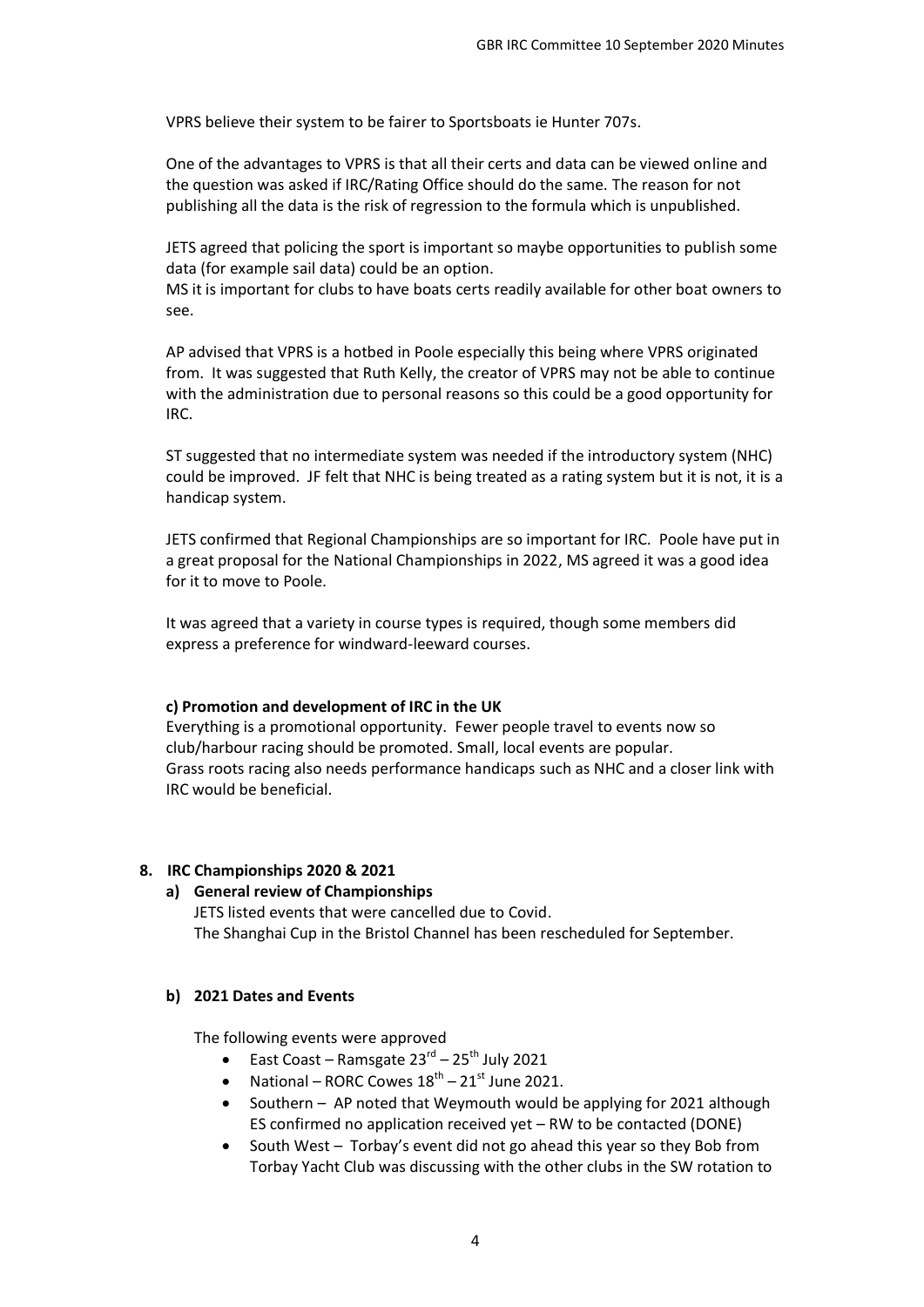VPRS believe their system to be fairer to Sportsboats ie Hunter 707s.

One of the advantages to VPRS is that all their certs and data can be viewed online and the question was asked if IRC/Rating Office should do the same. The reason for not publishing all the data is the risk of regression to the formula which is unpublished.

JETS agreed that policing the sport is important so maybe opportunities to publish some data (for example sail data) could be an option.
MS it is important for clubs to have boats certs readily available for other boat owners to see.

AP advised that VPRS is a hotbed in Poole especially this being where VPRS originated from. It was suggested that Ruth Kelly, the creator of VPRS may not be able to continue with the administration due to personal reasons so this could be a good opportunity for IRC.

ST suggested that no intermediate system was needed if the introductory system (NHC) could be improved. JF felt that NHC is being treated as a rating system but it is not, it is a handicap system.

JETS confirmed that Regional Championships are so important for IRC. Poole have put in a great proposal for the National Championships in 2022, MS agreed it was a good idea for it to move to Poole.

It was agreed that a variety in course types is required, though some members did express a preference for windward-leeward courses.

**c) Promotion and development of IRC in the UK**

Everything is a promotional opportunity. Fewer people travel to events now so club/harbour racing should be promoted. Small, local events are popular.
Grass roots racing also needs performance handicaps such as NHC and a closer link with IRC would be beneficial.

## 8. IRC Championships 2020 & 2021

**a) General review of Championships**

JETS listed events that were cancelled due to Covid.
The Shanghai Cup in the Bristol Channel has been rescheduled for September.

**b) 2021 Dates and Events**

The following events were approved

- East Coast – Ramsgate 23rd – 25th July 2021
- National – RORC Cowes 18th – 21st June 2021.
- Southern – AP noted that Weymouth would be applying for 2021 although ES confirmed no application received yet – RW to be contacted (DONE)
- South West – Torbay's event did not go ahead this year so they Bob from Torbay Yacht Club was discussing with the other clubs in the SW rotation to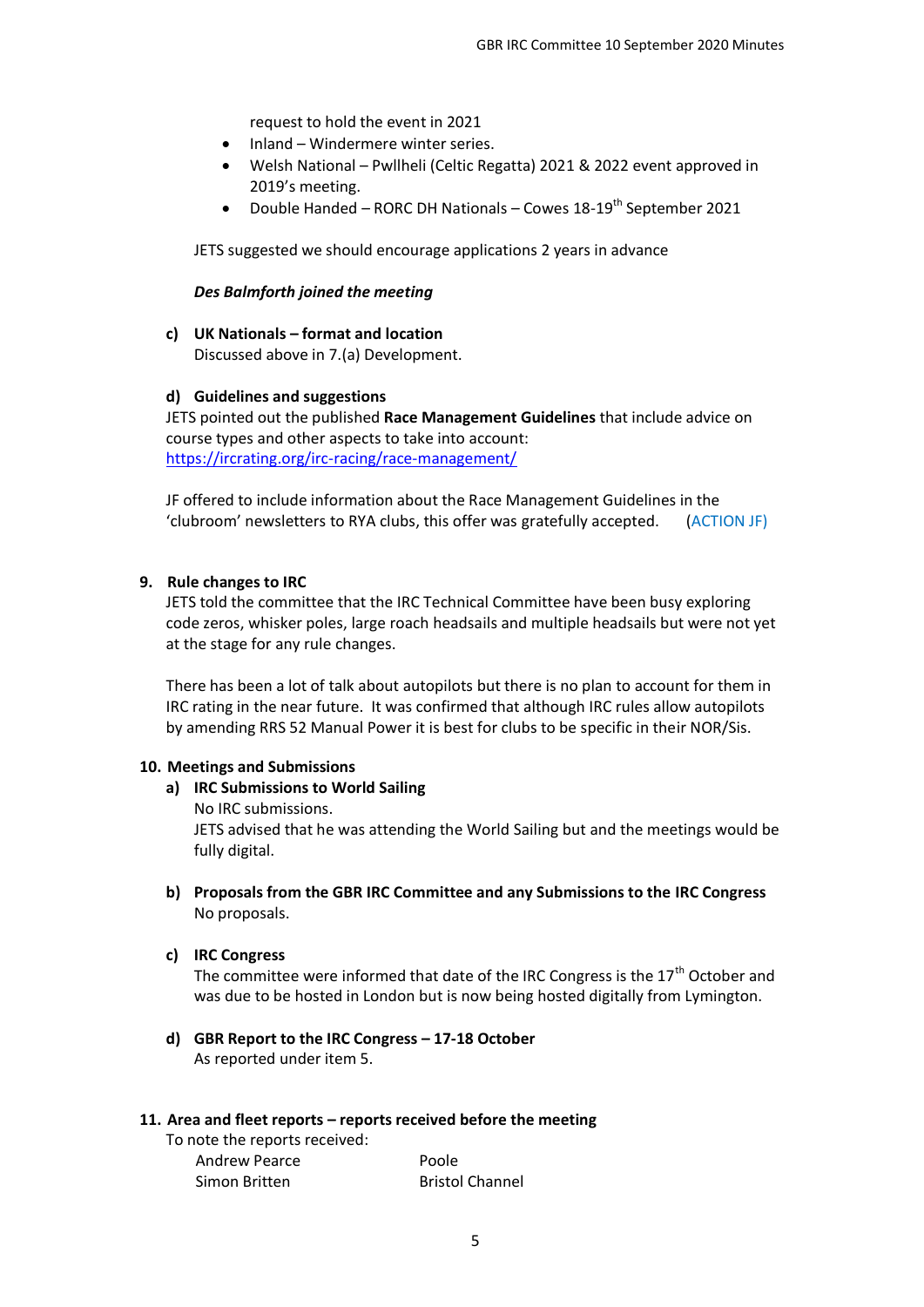request to hold the event in 2021

- Inland – Windermere winter series.
- Welsh National – Pwllheli (Celtic Regatta) 2021 & 2022 event approved in 2019's meeting.
- Double Handed – RORC DH Nationals – Cowes 18-19th September 2021

JETS suggested we should encourage applications 2 years in advance

***Des Balmforth joined the meeting***

**c) UK Nationals – format and location**

Discussed above in 7.(a) Development.

**d) Guidelines and suggestions**

JETS pointed out the published **Race Management Guidelines** that include advice on course types and other aspects to take into account: [https://ircrating.org/irc-racing/race-management/](https://ircrating.org/irc-racing/race-management/)

JF offered to include information about the Race Management Guidelines in the 'clubroom' newsletters to RYA clubs, this offer was gratefully accepted. (ACTION JF)

## 9. Rule changes to IRC

JETS told the committee that the IRC Technical Committee have been busy exploring code zeros, whisker poles, large roach headsails and multiple headsails but were not yet at the stage for any rule changes.

There has been a lot of talk about autopilots but there is no plan to account for them in IRC rating in the near future. It was confirmed that although IRC rules allow autopilots by amending RRS 52 Manual Power it is best for clubs to be specific in their NOR/Sis.

## 10. Meetings and Submissions

**a) IRC Submissions to World Sailing**

No IRC submissions.

JETS advised that he was attending the World Sailing but and the meetings would be fully digital.

**b) Proposals from the GBR IRC Committee and any Submissions to the IRC Congress**

No proposals.

**c) IRC Congress**

The committee were informed that date of the IRC Congress is the 17th October and was due to be hosted in London but is now being hosted digitally from Lymington.

**d) GBR Report to the IRC Congress – 17-18 October**

As reported under item 5.

## 11. Area and fleet reports – reports received before the meeting

To note the reports received:

| | |
|---|---|
| Andrew Pearce | Poole |
| Simon Britten | Bristol Channel |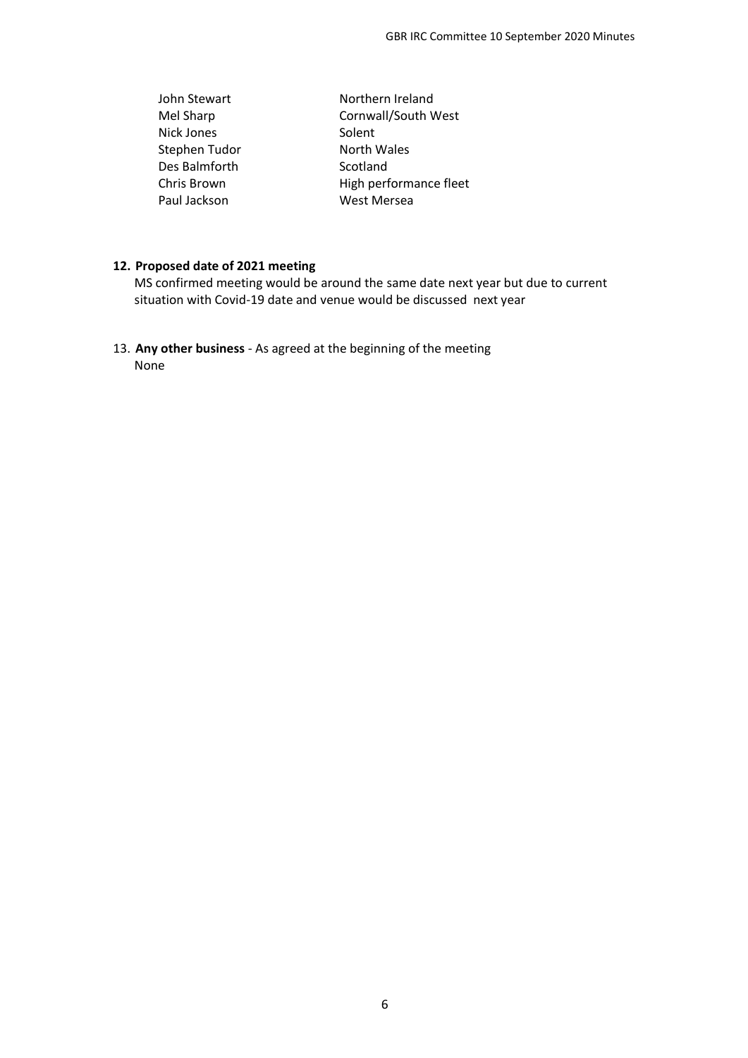| | |
|---|---|
| John Stewart | Northern Ireland |
| Mel Sharp | Cornwall/South West |
| Nick Jones | Solent |
| Stephen Tudor | North Wales |
| Des Balmforth | Scotland |
| Chris Brown | High performance fleet |
| Paul Jackson | West Mersea |

**12. Proposed date of 2021 meeting**

MS confirmed meeting would be around the same date next year but due to current situation with Covid-19 date and venue would be discussed next year

13. **Any other business** - As agreed at the beginning of the meeting

None